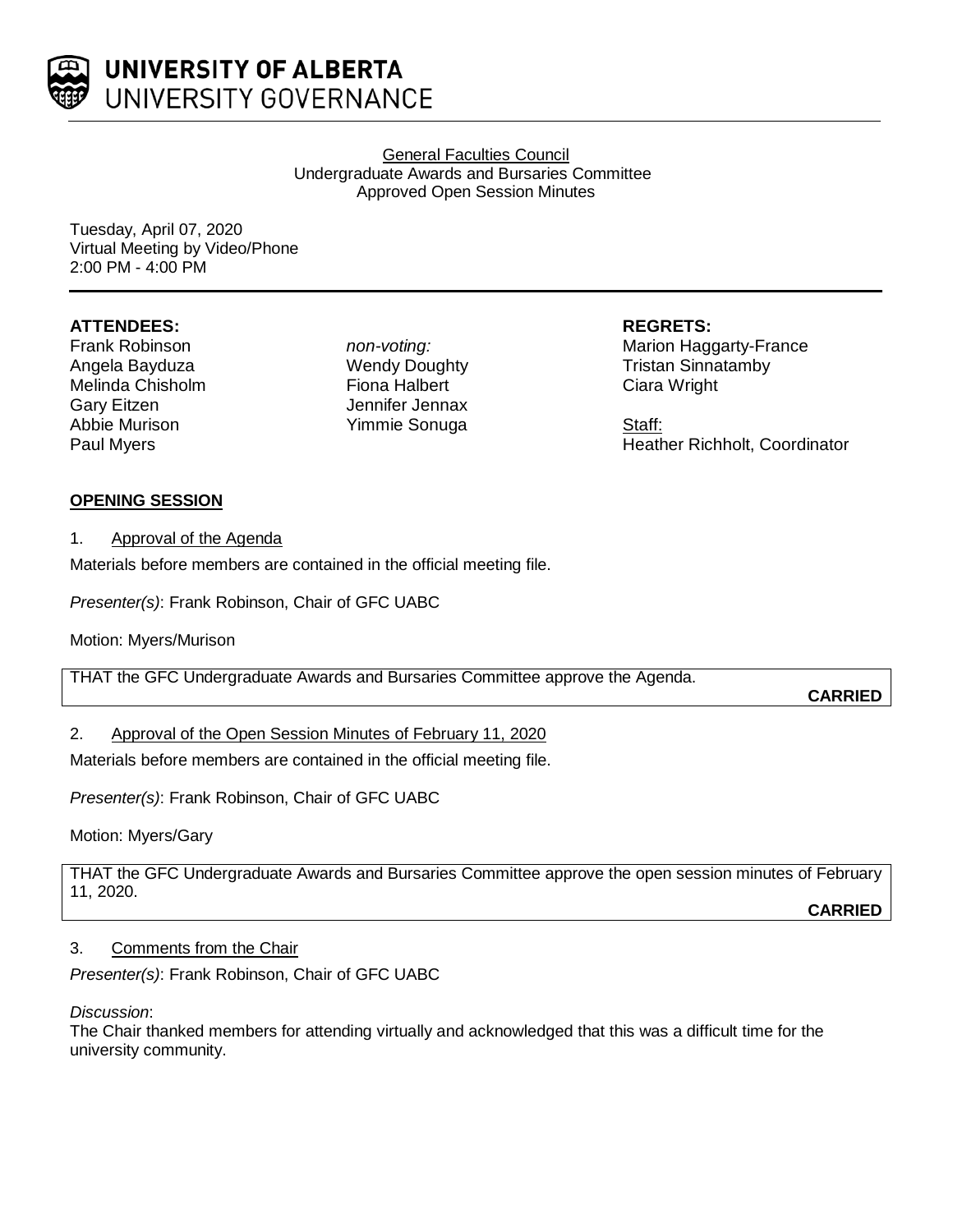UNIVERSITY OF ALBERTA
UNIVERSITY GOVERNANCE

General Faculties Council
Undergraduate Awards and Bursaries Committee
Approved Open Session Minutes

Tuesday, April 07, 2020
Virtual Meeting by Video/Phone
2:00 PM - 4:00 PM

**ATTENDEES:**
Frank Robinson
Angela Bayduza
Melinda Chisholm
Gary Eitzen
Abbie Murison
Paul Myers

*non-voting:*
Wendy Doughty
Fiona Halbert
Jennifer Jennax
Yimmie Sonuga

**REGRETS:**
Marion Haggarty-France
Tristan Sinnatamby
Ciara Wright

Staff:
Heather Richholt, Coordinator

**OPENING SESSION**

1. Approval of the Agenda

Materials before members are contained in the official meeting file.

*Presenter(s)*: Frank Robinson, Chair of GFC UABC

Motion: Myers/Murison

THAT the GFC Undergraduate Awards and Bursaries Committee approve the Agenda.

**CARRIED**

2. Approval of the Open Session Minutes of February 11, 2020

Materials before members are contained in the official meeting file.

*Presenter(s)*: Frank Robinson, Chair of GFC UABC

Motion: Myers/Gary

THAT the GFC Undergraduate Awards and Bursaries Committee approve the open session minutes of February 11, 2020.

**CARRIED**

3. Comments from the Chair

*Presenter(s)*: Frank Robinson, Chair of GFC UABC

*Discussion*:
The Chair thanked members for attending virtually and acknowledged that this was a difficult time for the university community.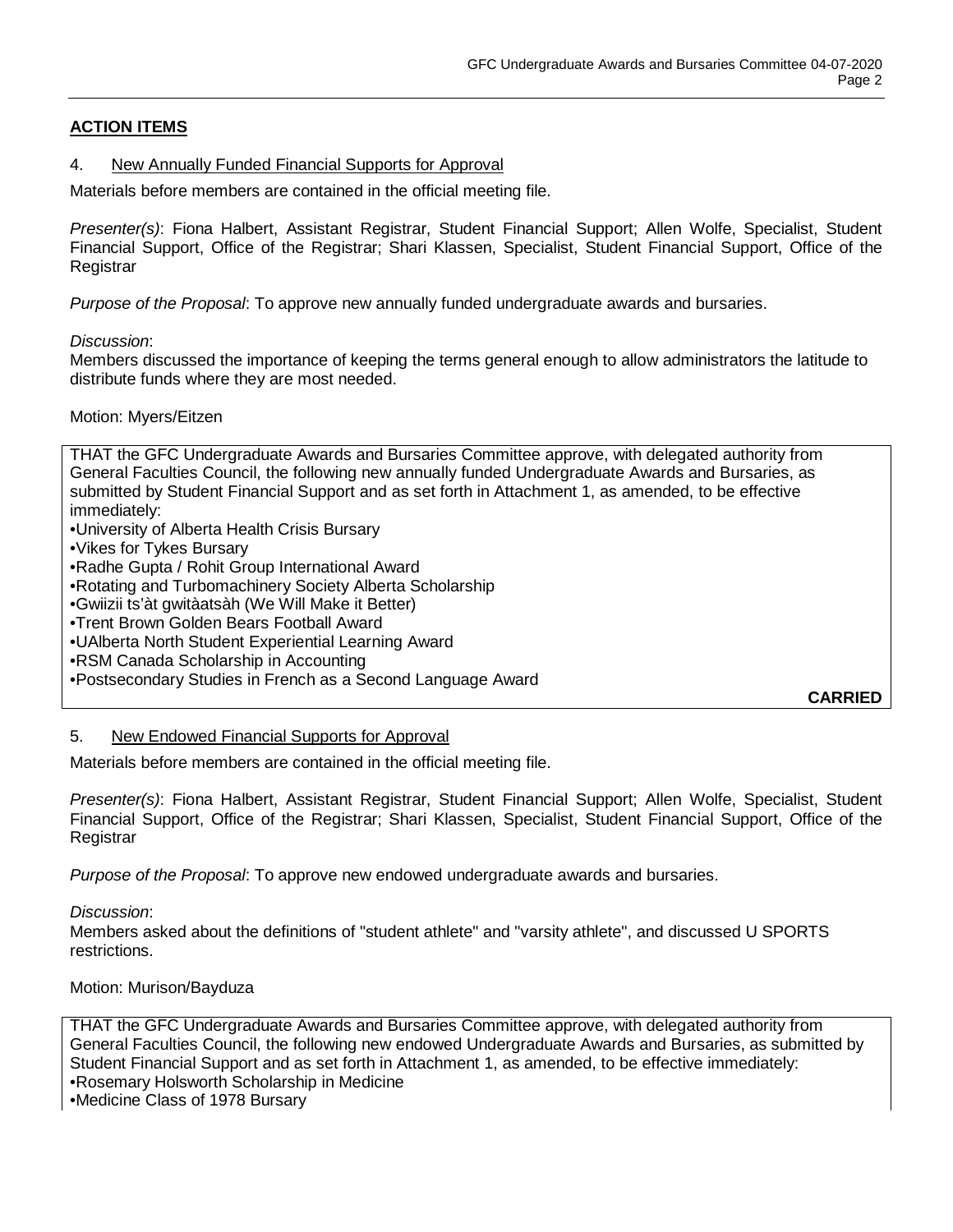## ACTION ITEMS

### 4. New Annually Funded Financial Supports for Approval

Materials before members are contained in the official meeting file.

*Presenter(s)*: Fiona Halbert, Assistant Registrar, Student Financial Support; Allen Wolfe, Specialist, Student Financial Support, Office of the Registrar; Shari Klassen, Specialist, Student Financial Support, Office of the Registrar

*Purpose of the Proposal*: To approve new annually funded undergraduate awards and bursaries.

*Discussion*:
Members discussed the importance of keeping the terms general enough to allow administrators the latitude to distribute funds where they are most needed.

Motion: Myers/Eitzen

THAT the GFC Undergraduate Awards and Bursaries Committee approve, with delegated authority from General Faculties Council, the following new annually funded Undergraduate Awards and Bursaries, as submitted by Student Financial Support and as set forth in Attachment 1, as amended, to be effective immediately:

- University of Alberta Health Crisis Bursary
- Vikes for Tykes Bursary
- Radhe Gupta / Rohit Group International Award
- Rotating and Turbomachinery Society Alberta Scholarship
- Gwiizii ts'àt gwitàatsàh (We Will Make it Better)
- Trent Brown Golden Bears Football Award
- UAlberta North Student Experiential Learning Award
- RSM Canada Scholarship in Accounting
- Postsecondary Studies in French as a Second Language Award

**CARRIED**

### 5. New Endowed Financial Supports for Approval

Materials before members are contained in the official meeting file.

*Presenter(s)*: Fiona Halbert, Assistant Registrar, Student Financial Support; Allen Wolfe, Specialist, Student Financial Support, Office of the Registrar; Shari Klassen, Specialist, Student Financial Support, Office of the Registrar

*Purpose of the Proposal*: To approve new endowed undergraduate awards and bursaries.

*Discussion*:
Members asked about the definitions of "student athlete" and "varsity athlete", and discussed U SPORTS restrictions.

Motion: Murison/Bayduza

THAT the GFC Undergraduate Awards and Bursaries Committee approve, with delegated authority from General Faculties Council, the following new endowed Undergraduate Awards and Bursaries, as submitted by Student Financial Support and as set forth in Attachment 1, as amended, to be effective immediately:

- Rosemary Holsworth Scholarship in Medicine
- Medicine Class of 1978 Bursary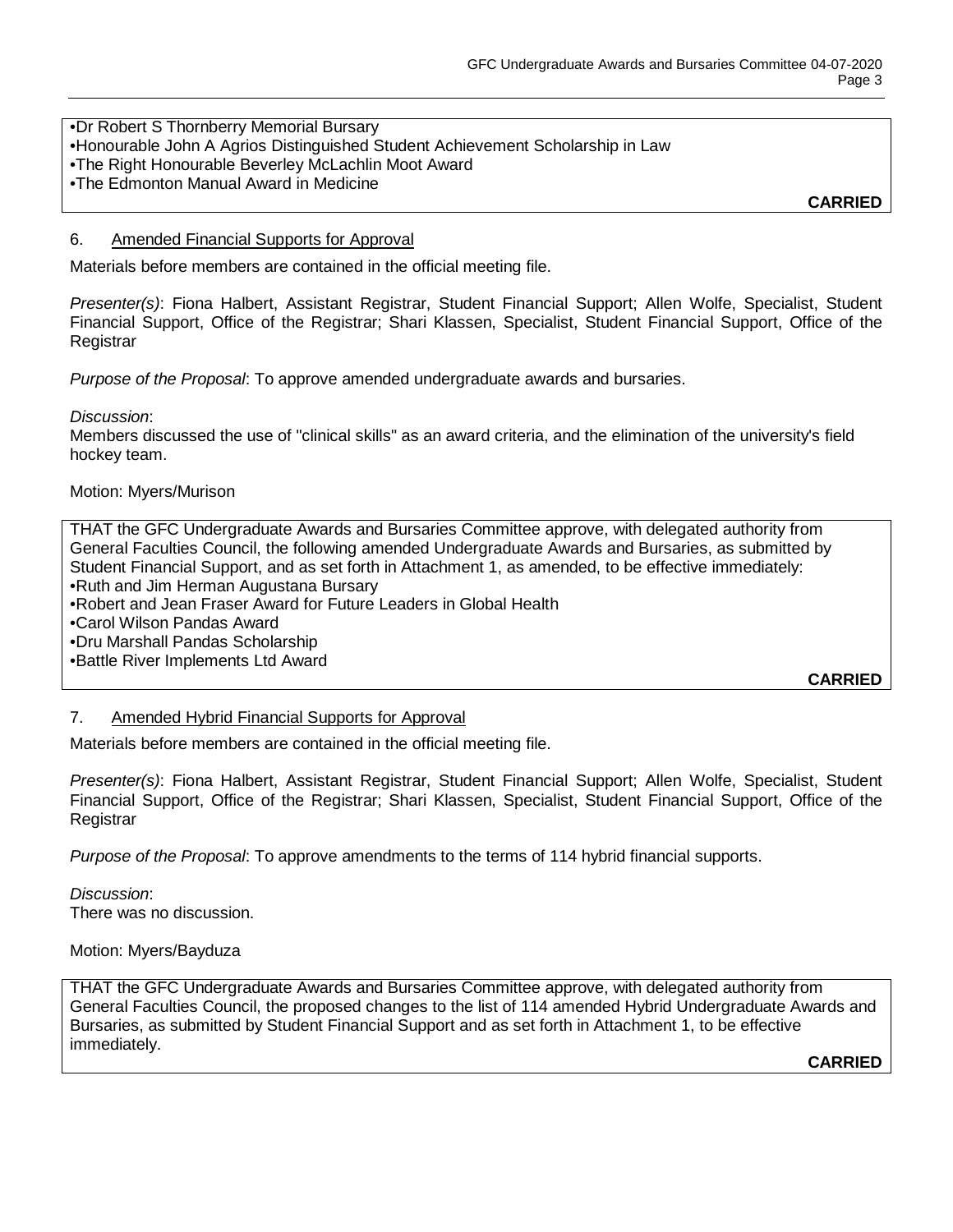•Dr Robert S Thornberry Memorial Bursary
•Honourable John A Agrios Distinguished Student Achievement Scholarship in Law
•The Right Honourable Beverley McLachlin Moot Award
•The Edmonton Manual Award in Medicine

**CARRIED**

## 6. Amended Financial Supports for Approval

Materials before members are contained in the official meeting file.

*Presenter(s)*: Fiona Halbert, Assistant Registrar, Student Financial Support; Allen Wolfe, Specialist, Student Financial Support, Office of the Registrar; Shari Klassen, Specialist, Student Financial Support, Office of the Registrar

*Purpose of the Proposal*: To approve amended undergraduate awards and bursaries.

*Discussion*:
Members discussed the use of "clinical skills" as an award criteria, and the elimination of the university's field hockey team.

Motion: Myers/Murison

THAT the GFC Undergraduate Awards and Bursaries Committee approve, with delegated authority from General Faculties Council, the following amended Undergraduate Awards and Bursaries, as submitted by Student Financial Support, and as set forth in Attachment 1, as amended, to be effective immediately:
•Ruth and Jim Herman Augustana Bursary
•Robert and Jean Fraser Award for Future Leaders in Global Health
•Carol Wilson Pandas Award
•Dru Marshall Pandas Scholarship
•Battle River Implements Ltd Award

**CARRIED**

## 7. Amended Hybrid Financial Supports for Approval

Materials before members are contained in the official meeting file.

*Presenter(s)*: Fiona Halbert, Assistant Registrar, Student Financial Support; Allen Wolfe, Specialist, Student Financial Support, Office of the Registrar; Shari Klassen, Specialist, Student Financial Support, Office of the Registrar

*Purpose of the Proposal*: To approve amendments to the terms of 114 hybrid financial supports.

*Discussion*:
There was no discussion.

Motion: Myers/Bayduza

THAT the GFC Undergraduate Awards and Bursaries Committee approve, with delegated authority from General Faculties Council, the proposed changes to the list of 114 amended Hybrid Undergraduate Awards and Bursaries, as submitted by Student Financial Support and as set forth in Attachment 1, to be effective immediately.

**CARRIED**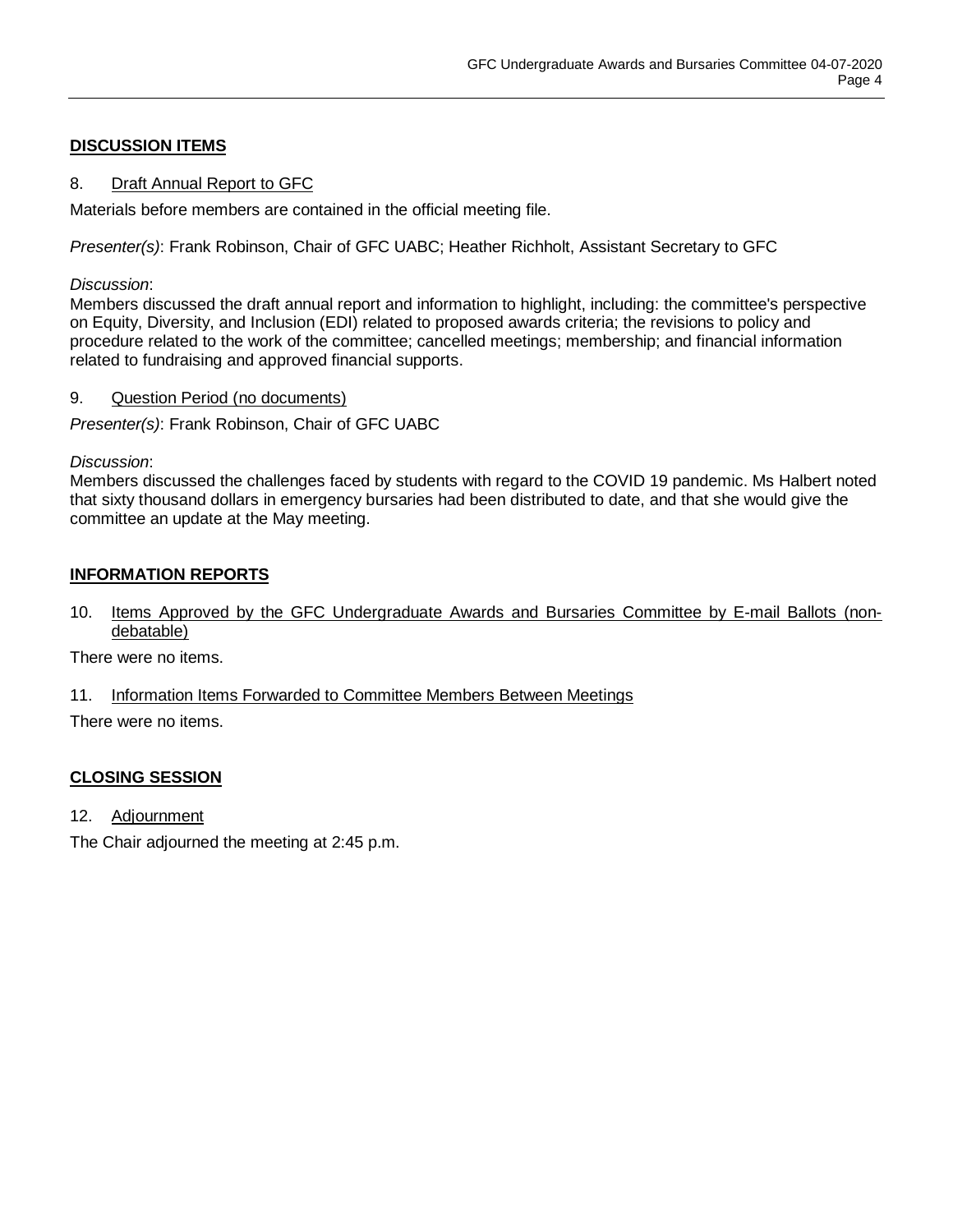## DISCUSSION ITEMS

8. Draft Annual Report to GFC

Materials before members are contained in the official meeting file.

*Presenter(s)*: Frank Robinson, Chair of GFC UABC; Heather Richholt, Assistant Secretary to GFC

*Discussion*:
Members discussed the draft annual report and information to highlight, including: the committee's perspective on Equity, Diversity, and Inclusion (EDI) related to proposed awards criteria; the revisions to policy and procedure related to the work of the committee; cancelled meetings; membership; and financial information related to fundraising and approved financial supports.

9. Question Period (no documents)

*Presenter(s)*: Frank Robinson, Chair of GFC UABC

*Discussion*:
Members discussed the challenges faced by students with regard to the COVID 19 pandemic. Ms Halbert noted that sixty thousand dollars in emergency bursaries had been distributed to date, and that she would give the committee an update at the May meeting.

## INFORMATION REPORTS

10. Items Approved by the GFC Undergraduate Awards and Bursaries Committee by E-mail Ballots (non-debatable)

There were no items.

11. Information Items Forwarded to Committee Members Between Meetings

There were no items.

## CLOSING SESSION

12. Adjournment

The Chair adjourned the meeting at 2:45 p.m.